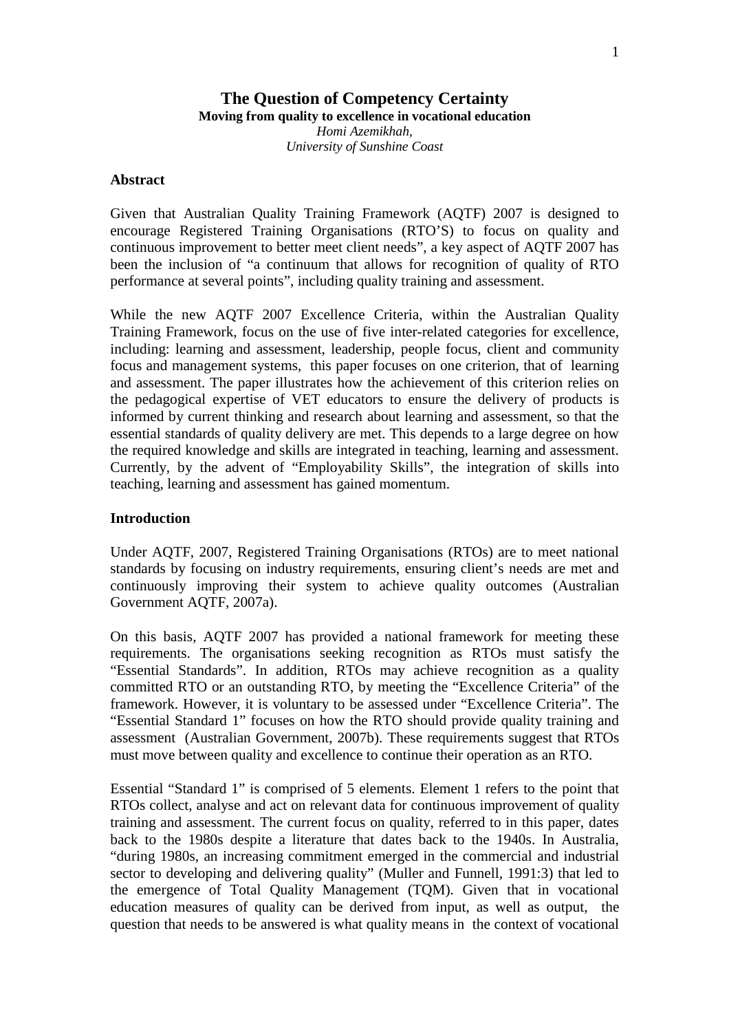# The Question of Competency Certainty

**Moving from quality to excellence in vocational education**

*Homi Azemikhah,*
*University of Sunshine Coast*

## Abstract

Given that Australian Quality Training Framework (AQTF) 2007 is designed to encourage Registered Training Organisations (RTO'S) to focus on quality and continuous improvement to better meet client needs", a key aspect of AQTF 2007 has been the inclusion of "a continuum that allows for recognition of quality of RTO performance at several points", including quality training and assessment.

While the new AQTF 2007 Excellence Criteria, within the Australian Quality Training Framework, focus on the use of five inter-related categories for excellence, including: learning and assessment, leadership, people focus, client and community focus and management systems, this paper focuses on one criterion, that of learning and assessment. The paper illustrates how the achievement of this criterion relies on the pedagogical expertise of VET educators to ensure the delivery of products is informed by current thinking and research about learning and assessment, so that the essential standards of quality delivery are met. This depends to a large degree on how the required knowledge and skills are integrated in teaching, learning and assessment. Currently, by the advent of "Employability Skills", the integration of skills into teaching, learning and assessment has gained momentum.

## Introduction

Under AQTF, 2007, Registered Training Organisations (RTOs) are to meet national standards by focusing on industry requirements, ensuring client's needs are met and continuously improving their system to achieve quality outcomes (Australian Government AQTF, 2007a).

On this basis, AQTF 2007 has provided a national framework for meeting these requirements. The organisations seeking recognition as RTOs must satisfy the "Essential Standards". In addition, RTOs may achieve recognition as a quality committed RTO or an outstanding RTO, by meeting the "Excellence Criteria" of the framework. However, it is voluntary to be assessed under "Excellence Criteria". The "Essential Standard 1" focuses on how the RTO should provide quality training and assessment (Australian Government, 2007b). These requirements suggest that RTOs must move between quality and excellence to continue their operation as an RTO.

Essential "Standard 1" is comprised of 5 elements. Element 1 refers to the point that RTOs collect, analyse and act on relevant data for continuous improvement of quality training and assessment. The current focus on quality, referred to in this paper, dates back to the 1980s despite a literature that dates back to the 1940s. In Australia, "during 1980s, an increasing commitment emerged in the commercial and industrial sector to developing and delivering quality" (Muller and Funnell, 1991:3) that led to the emergence of Total Quality Management (TQM). Given that in vocational education measures of quality can be derived from input, as well as output, the question that needs to be answered is what quality means in the context of vocational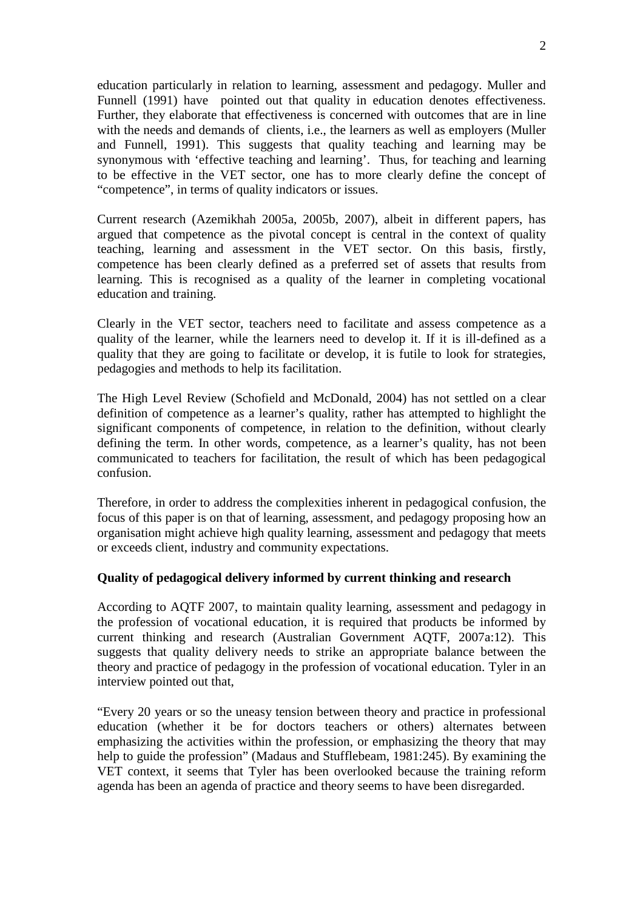education particularly in relation to learning, assessment and pedagogy. Muller and Funnell (1991) have pointed out that quality in education denotes effectiveness. Further, they elaborate that effectiveness is concerned with outcomes that are in line with the needs and demands of clients, i.e., the learners as well as employers (Muller and Funnell, 1991). This suggests that quality teaching and learning may be synonymous with 'effective teaching and learning'. Thus, for teaching and learning to be effective in the VET sector, one has to more clearly define the concept of "competence", in terms of quality indicators or issues.

Current research (Azemikhah 2005a, 2005b, 2007), albeit in different papers, has argued that competence as the pivotal concept is central in the context of quality teaching, learning and assessment in the VET sector. On this basis, firstly, competence has been clearly defined as a preferred set of assets that results from learning. This is recognised as a quality of the learner in completing vocational education and training.

Clearly in the VET sector, teachers need to facilitate and assess competence as a quality of the learner, while the learners need to develop it. If it is ill-defined as a quality that they are going to facilitate or develop, it is futile to look for strategies, pedagogies and methods to help its facilitation.

The High Level Review (Schofield and McDonald, 2004) has not settled on a clear definition of competence as a learner's quality, rather has attempted to highlight the significant components of competence, in relation to the definition, without clearly defining the term. In other words, competence, as a learner's quality, has not been communicated to teachers for facilitation, the result of which has been pedagogical confusion.

Therefore, in order to address the complexities inherent in pedagogical confusion, the focus of this paper is on that of learning, assessment, and pedagogy proposing how an organisation might achieve high quality learning, assessment and pedagogy that meets or exceeds client, industry and community expectations.

**Quality of pedagogical delivery informed by current thinking and research**

According to AQTF 2007, to maintain quality learning, assessment and pedagogy in the profession of vocational education, it is required that products be informed by current thinking and research (Australian Government AQTF, 2007a:12). This suggests that quality delivery needs to strike an appropriate balance between the theory and practice of pedagogy in the profession of vocational education. Tyler in an interview pointed out that,

"Every 20 years or so the uneasy tension between theory and practice in professional education (whether it be for doctors teachers or others) alternates between emphasizing the activities within the profession, or emphasizing the theory that may help to guide the profession" (Madaus and Stufflebeam, 1981:245). By examining the VET context, it seems that Tyler has been overlooked because the training reform agenda has been an agenda of practice and theory seems to have been disregarded.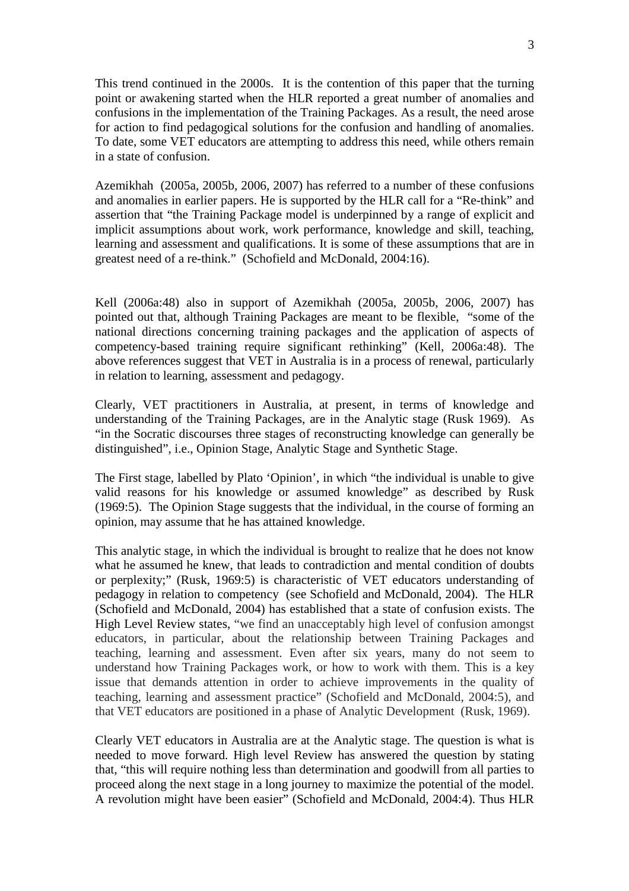This trend continued in the 2000s. It is the contention of this paper that the turning point or awakening started when the HLR reported a great number of anomalies and confusions in the implementation of the Training Packages. As a result, the need arose for action to find pedagogical solutions for the confusion and handling of anomalies. To date, some VET educators are attempting to address this need, while others remain in a state of confusion.

Azemikhah (2005a, 2005b, 2006, 2007) has referred to a number of these confusions and anomalies in earlier papers. He is supported by the HLR call for a "Re-think" and assertion that "the Training Package model is underpinned by a range of explicit and implicit assumptions about work, work performance, knowledge and skill, teaching, learning and assessment and qualifications. It is some of these assumptions that are in greatest need of a re-think." (Schofield and McDonald, 2004:16).

Kell (2006a:48) also in support of Azemikhah (2005a, 2005b, 2006, 2007) has pointed out that, although Training Packages are meant to be flexible, "some of the national directions concerning training packages and the application of aspects of competency-based training require significant rethinking" (Kell, 2006a:48). The above references suggest that VET in Australia is in a process of renewal, particularly in relation to learning, assessment and pedagogy.

Clearly, VET practitioners in Australia, at present, in terms of knowledge and understanding of the Training Packages, are in the Analytic stage (Rusk 1969). As "in the Socratic discourses three stages of reconstructing knowledge can generally be distinguished", i.e., Opinion Stage, Analytic Stage and Synthetic Stage.

The First stage, labelled by Plato 'Opinion', in which "the individual is unable to give valid reasons for his knowledge or assumed knowledge" as described by Rusk (1969:5). The Opinion Stage suggests that the individual, in the course of forming an opinion, may assume that he has attained knowledge.

This analytic stage, in which the individual is brought to realize that he does not know what he assumed he knew, that leads to contradiction and mental condition of doubts or perplexity;" (Rusk, 1969:5) is characteristic of VET educators understanding of pedagogy in relation to competency (see Schofield and McDonald, 2004). The HLR (Schofield and McDonald, 2004) has established that a state of confusion exists. The High Level Review states, "we find an unacceptably high level of confusion amongst educators, in particular, about the relationship between Training Packages and teaching, learning and assessment. Even after six years, many do not seem to understand how Training Packages work, or how to work with them. This is a key issue that demands attention in order to achieve improvements in the quality of teaching, learning and assessment practice" (Schofield and McDonald, 2004:5), and that VET educators are positioned in a phase of Analytic Development (Rusk, 1969).

Clearly VET educators in Australia are at the Analytic stage. The question is what is needed to move forward. High level Review has answered the question by stating that, "this will require nothing less than determination and goodwill from all parties to proceed along the next stage in a long journey to maximize the potential of the model. A revolution might have been easier" (Schofield and McDonald, 2004:4). Thus HLR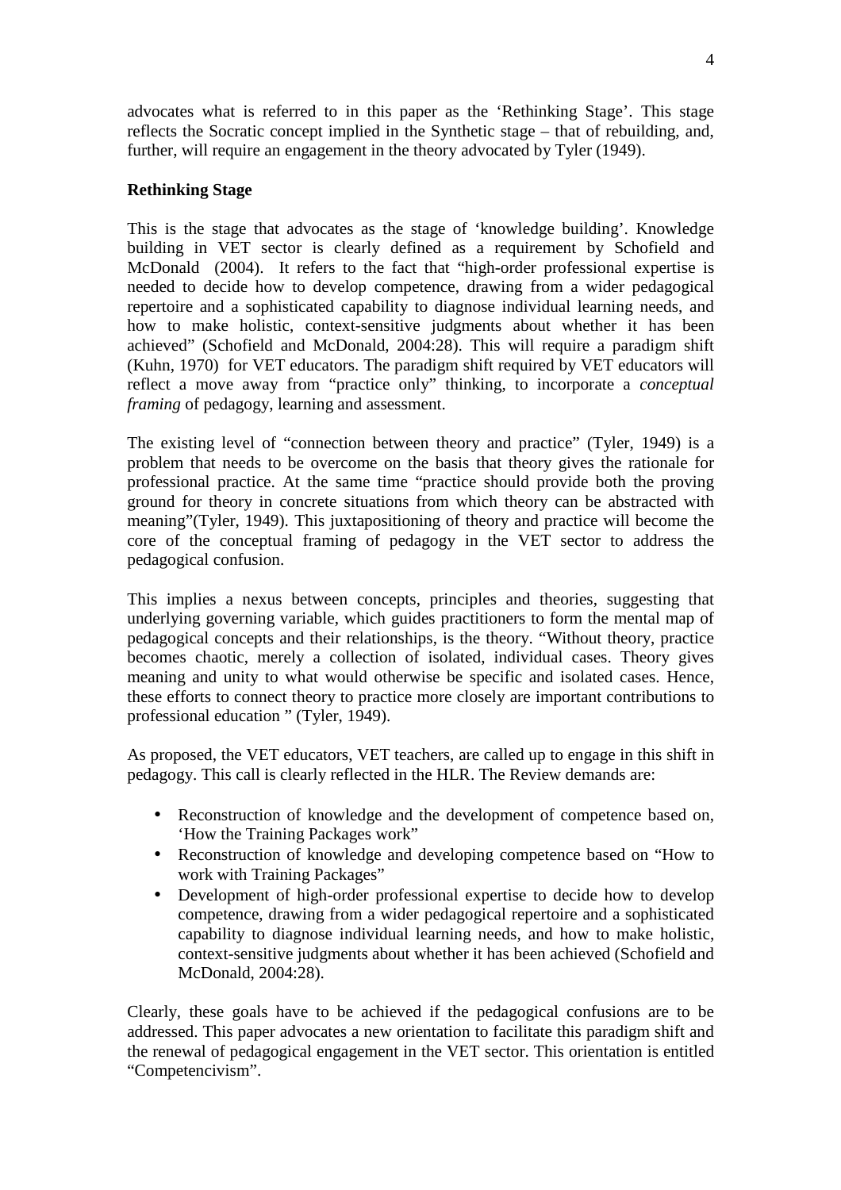advocates what is referred to in this paper as the 'Rethinking Stage'. This stage reflects the Socratic concept implied in the Synthetic stage – that of rebuilding, and, further, will require an engagement in the theory advocated by Tyler (1949).

**Rethinking Stage**

This is the stage that advocates as the stage of 'knowledge building'. Knowledge building in VET sector is clearly defined as a requirement by Schofield and McDonald (2004). It refers to the fact that "high-order professional expertise is needed to decide how to develop competence, drawing from a wider pedagogical repertoire and a sophisticated capability to diagnose individual learning needs, and how to make holistic, context-sensitive judgments about whether it has been achieved" (Schofield and McDonald, 2004:28). This will require a paradigm shift (Kuhn, 1970) for VET educators. The paradigm shift required by VET educators will reflect a move away from "practice only" thinking, to incorporate a *conceptual framing* of pedagogy, learning and assessment.

The existing level of "connection between theory and practice" (Tyler, 1949) is a problem that needs to be overcome on the basis that theory gives the rationale for professional practice. At the same time "practice should provide both the proving ground for theory in concrete situations from which theory can be abstracted with meaning"(Tyler, 1949). This juxtapositioning of theory and practice will become the core of the conceptual framing of pedagogy in the VET sector to address the pedagogical confusion.

This implies a nexus between concepts, principles and theories, suggesting that underlying governing variable, which guides practitioners to form the mental map of pedagogical concepts and their relationships, is the theory. "Without theory, practice becomes chaotic, merely a collection of isolated, individual cases. Theory gives meaning and unity to what would otherwise be specific and isolated cases. Hence, these efforts to connect theory to practice more closely are important contributions to professional education " (Tyler, 1949).

As proposed, the VET educators, VET teachers, are called up to engage in this shift in pedagogy. This call is clearly reflected in the HLR. The Review demands are:

- Reconstruction of knowledge and the development of competence based on, 'How the Training Packages work"
- Reconstruction of knowledge and developing competence based on "How to work with Training Packages"
- Development of high-order professional expertise to decide how to develop competence, drawing from a wider pedagogical repertoire and a sophisticated capability to diagnose individual learning needs, and how to make holistic, context-sensitive judgments about whether it has been achieved (Schofield and McDonald, 2004:28).

Clearly, these goals have to be achieved if the pedagogical confusions are to be addressed. This paper advocates a new orientation to facilitate this paradigm shift and the renewal of pedagogical engagement in the VET sector. This orientation is entitled "Competencivism".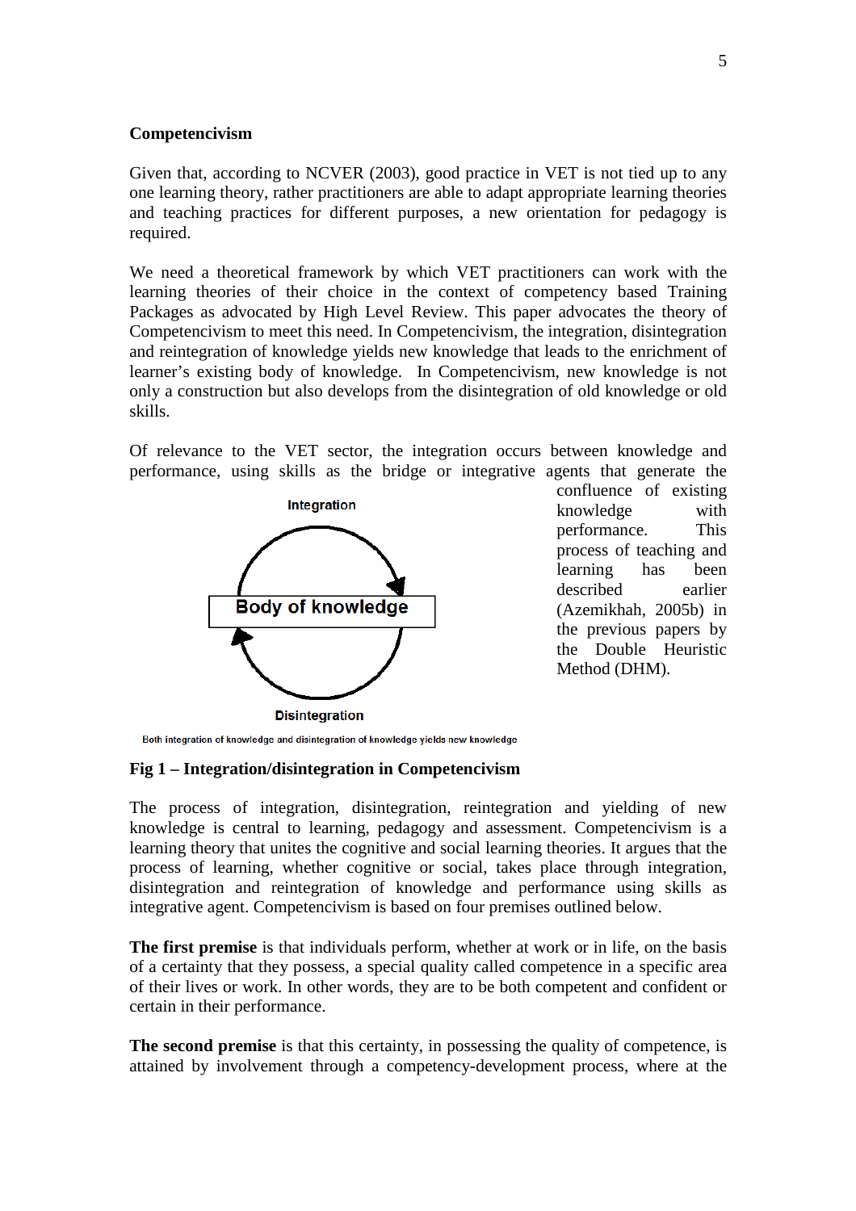**Competencivism**

Given that, according to NCVER (2003), good practice in VET is not tied up to any one learning theory, rather practitioners are able to adapt appropriate learning theories and teaching practices for different purposes, a new orientation for pedagogy is required.

We need a theoretical framework by which VET practitioners can work with the learning theories of their choice in the context of competency based Training Packages as advocated by High Level Review. This paper advocates the theory of Competencivism to meet this need. In Competencivism, the integration, disintegration and reintegration of knowledge yields new knowledge that leads to the enrichment of learner's existing body of knowledge. In Competencivism, new knowledge is not only a construction but also develops from the disintegration of old knowledge or old skills.

Of relevance to the VET sector, the integration occurs between knowledge and performance, using skills as the bridge or integrative agents that generate the confluence of existing knowledge with performance. This process of teaching and learning has been described earlier (Azemikhah, 2005b) in the previous papers by the Double Heuristic Method (DHM).

Integration

Body of knowledge

Disintegration

Both integration of knowledge and disintegration of knowledge yields new knowledge

**Fig 1 – Integration/disintegration in Competencivism**

The process of integration, disintegration, reintegration and yielding of new knowledge is central to learning, pedagogy and assessment. Competencivism is a learning theory that unites the cognitive and social learning theories. It argues that the process of learning, whether cognitive or social, takes place through integration, disintegration and reintegration of knowledge and performance using skills as integrative agent. Competencivism is based on four premises outlined below.

**The first premise** is that individuals perform, whether at work or in life, on the basis of a certainty that they possess, a special quality called competence in a specific area of their lives or work. In other words, they are to be both competent and confident or certain in their performance.

**The second premise** is that this certainty, in possessing the quality of competence, is attained by involvement through a competency-development process, where at the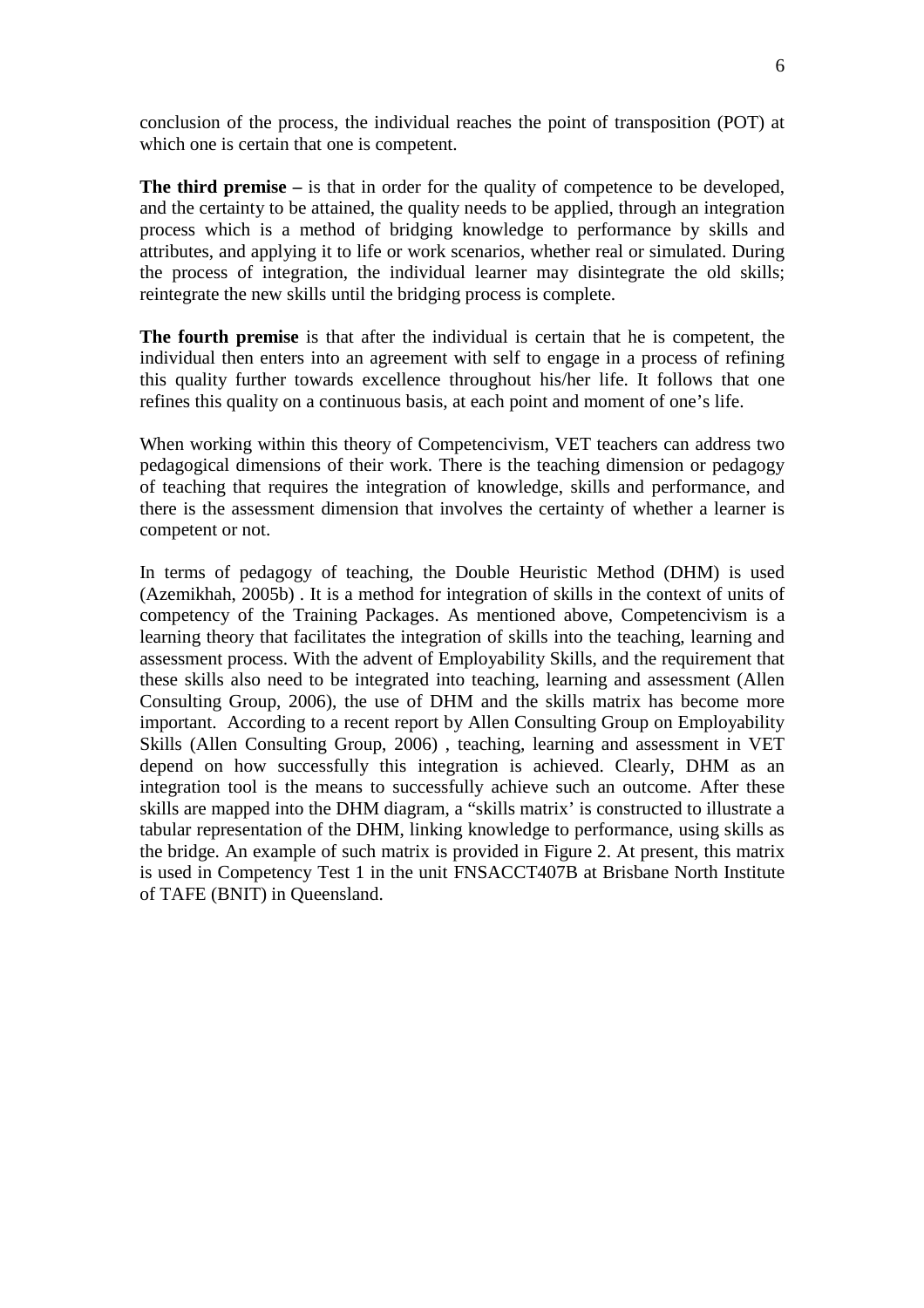conclusion of the process, the individual reaches the point of transposition (POT) at which one is certain that one is competent.

**The third premise –** is that in order for the quality of competence to be developed, and the certainty to be attained, the quality needs to be applied, through an integration process which is a method of bridging knowledge to performance by skills and attributes, and applying it to life or work scenarios, whether real or simulated. During the process of integration, the individual learner may disintegrate the old skills; reintegrate the new skills until the bridging process is complete.

**The fourth premise** is that after the individual is certain that he is competent, the individual then enters into an agreement with self to engage in a process of refining this quality further towards excellence throughout his/her life. It follows that one refines this quality on a continuous basis, at each point and moment of one's life.

When working within this theory of Competencivism, VET teachers can address two pedagogical dimensions of their work. There is the teaching dimension or pedagogy of teaching that requires the integration of knowledge, skills and performance, and there is the assessment dimension that involves the certainty of whether a learner is competent or not.

In terms of pedagogy of teaching, the Double Heuristic Method (DHM) is used (Azemikhah, 2005b) . It is a method for integration of skills in the context of units of competency of the Training Packages. As mentioned above, Competencivism is a learning theory that facilitates the integration of skills into the teaching, learning and assessment process. With the advent of Employability Skills, and the requirement that these skills also need to be integrated into teaching, learning and assessment (Allen Consulting Group, 2006), the use of DHM and the skills matrix has become more important. According to a recent report by Allen Consulting Group on Employability Skills (Allen Consulting Group, 2006) , teaching, learning and assessment in VET depend on how successfully this integration is achieved. Clearly, DHM as an integration tool is the means to successfully achieve such an outcome. After these skills are mapped into the DHM diagram, a "skills matrix' is constructed to illustrate a tabular representation of the DHM, linking knowledge to performance, using skills as the bridge. An example of such matrix is provided in Figure 2. At present, this matrix is used in Competency Test 1 in the unit FNSACCT407B at Brisbane North Institute of TAFE (BNIT) in Queensland.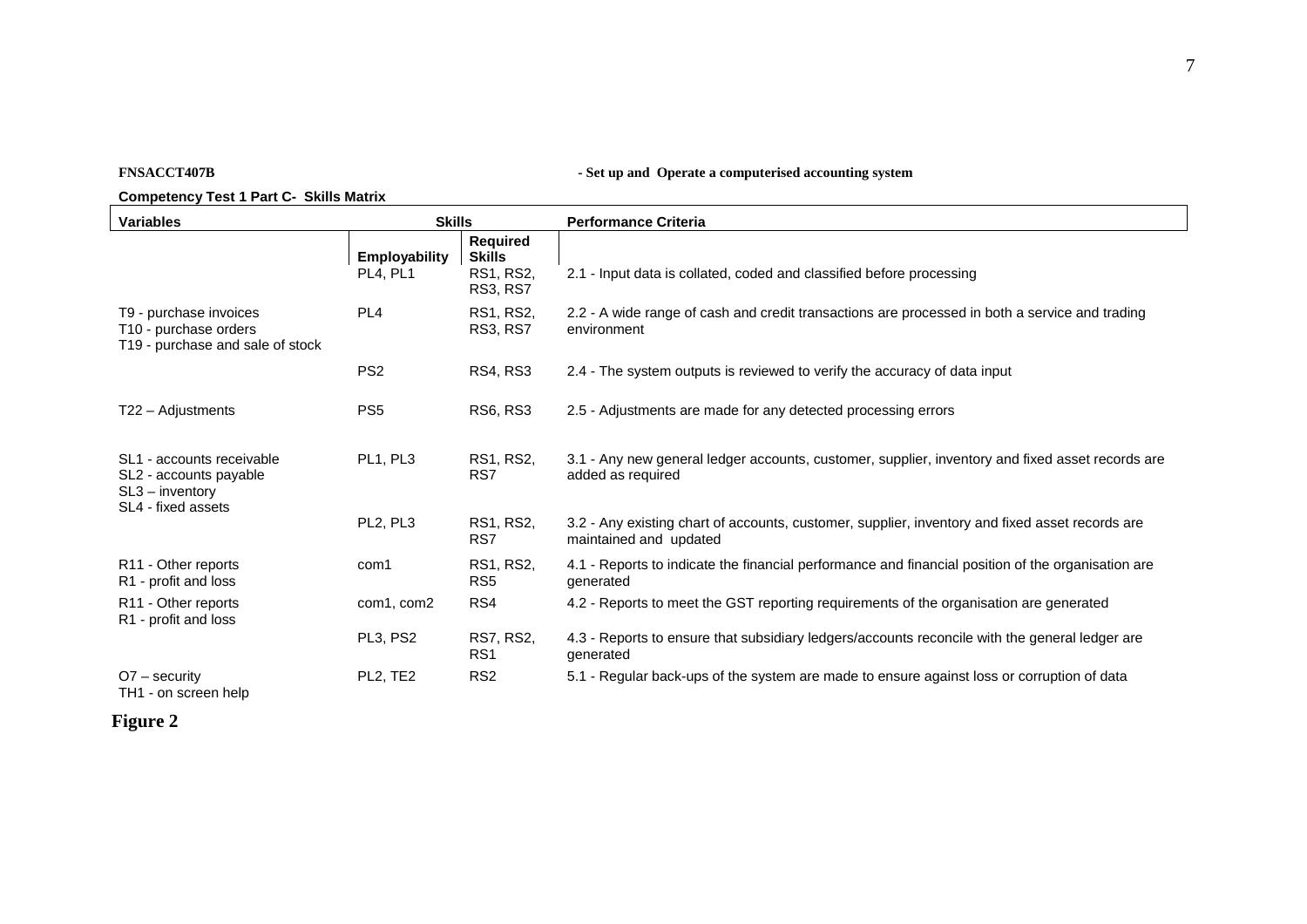**FNSACCT407B** **- Set up and Operate a computerised accounting system**

**Competency Test 1 Part C- Skills Matrix**

| Variables | Skills | | Performance Criteria |
|---|---|---|---|
| | **Employability** | **Required Skills** | |
| | PL4, PL1 | RS1, RS2, RS3, RS7 | 2.1 - Input data is collated, coded and classified before processing |
| T9 - purchase invoices<br>T10 - purchase orders<br>T19 - purchase and sale of stock | PL4 | RS1, RS2, RS3, RS7 | 2.2 - A wide range of cash and credit transactions are processed in both a service and trading environment |
| | PS2 | RS4, RS3 | 2.4 - The system outputs is reviewed to verify the accuracy of data input |
| T22 – Adjustments | PS5 | RS6, RS3 | 2.5 - Adjustments are made for any detected processing errors |
| SL1 - accounts receivable<br>SL2 - accounts payable<br>SL3 – inventory<br>SL4 - fixed assets | PL1, PL3 | RS1, RS2, RS7 | 3.1 - Any new general ledger accounts, customer, supplier, inventory and fixed asset records are added as required |
| | PL2, PL3 | RS1, RS2, RS7 | 3.2 - Any existing chart of accounts, customer, supplier, inventory and fixed asset records are maintained and updated |
| R11 - Other reports<br>R1 - profit and loss | com1 | RS1, RS2, RS5 | 4.1 - Reports to indicate the financial performance and financial position of the organisation are generated |
| R11 - Other reports<br>R1 - profit and loss | com1, com2 | RS4 | 4.2 - Reports to meet the GST reporting requirements of the organisation are generated |
| | PL3, PS2 | RS7, RS2, RS1 | 4.3 - Reports to ensure that subsidiary ledgers/accounts reconcile with the general ledger are generated |
| O7 – security<br>TH1 - on screen help | PL2, TE2 | RS2 | 5.1 - Regular back-ups of the system are made to ensure against loss or corruption of data |

**Figure 2**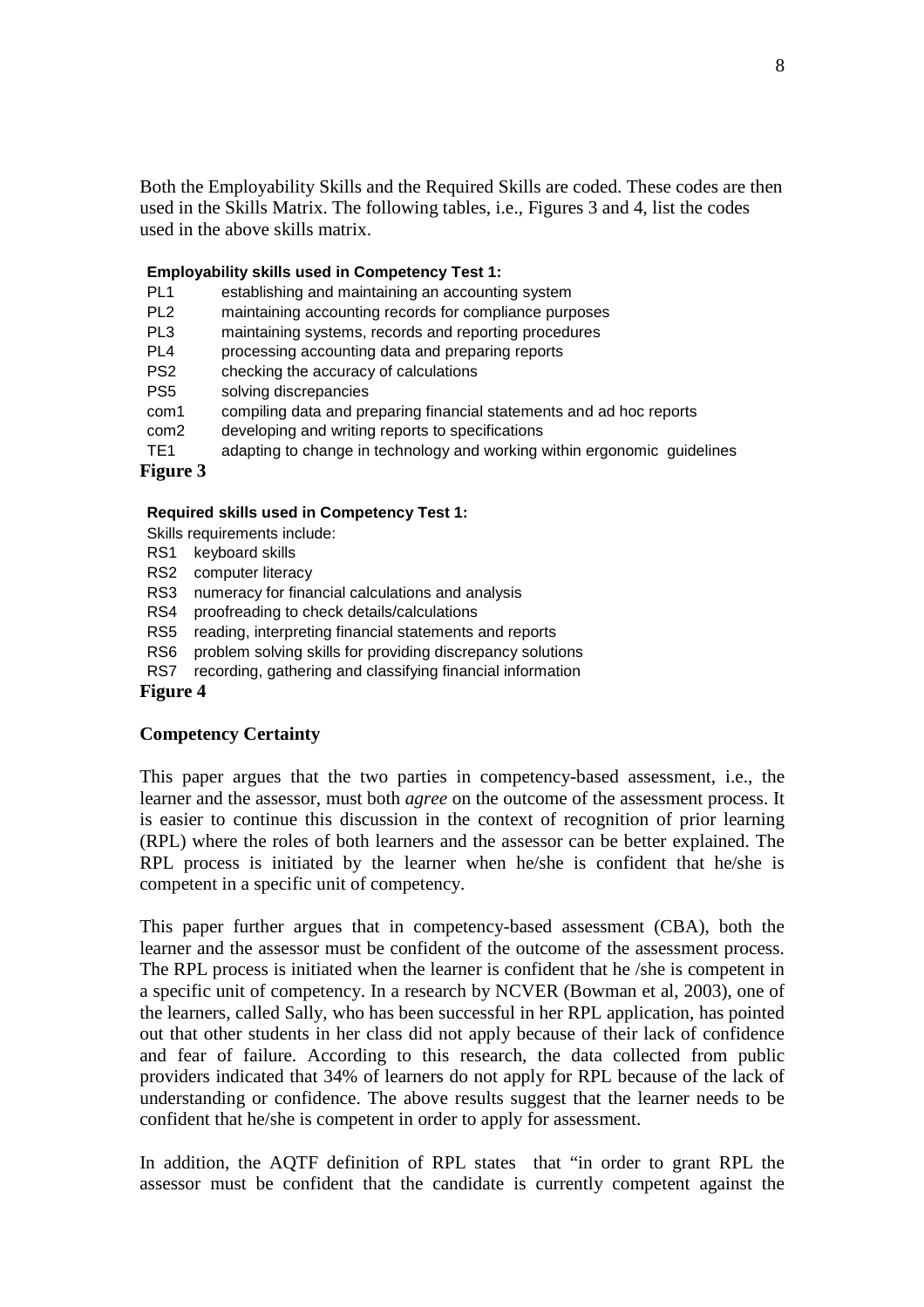Both the Employability Skills and the Required Skills are coded. These codes are then used in the Skills Matrix. The following tables, i.e., Figures 3 and 4, list the codes used in the above skills matrix.

**Employability skills used in Competency Test 1:**

| | |
|---|---|
| PL1 | establishing and maintaining an accounting system |
| PL2 | maintaining accounting records for compliance purposes |
| PL3 | maintaining systems, records and reporting procedures |
| PL4 | processing accounting data and preparing reports |
| PS2 | checking the accuracy of calculations |
| PS5 | solving discrepancies |
| com1 | compiling data and preparing financial statements and ad hoc reports |
| com2 | developing and writing reports to specifications |
| TE1 | adapting to change in technology and working within ergonomic guidelines |

**Figure 3**

**Required skills used in Competency Test 1:**

Skills requirements include:

| | |
|---|---|
| RS1 | keyboard skills |
| RS2 | computer literacy |
| RS3 | numeracy for financial calculations and analysis |
| RS4 | proofreading to check details/calculations |
| RS5 | reading, interpreting financial statements and reports |
| RS6 | problem solving skills for providing discrepancy solutions |
| RS7 | recording, gathering and classifying financial information |

**Figure 4**

## Competency Certainty

This paper argues that the two parties in competency-based assessment, i.e., the learner and the assessor, must both *agree* on the outcome of the assessment process. It is easier to continue this discussion in the context of recognition of prior learning (RPL) where the roles of both learners and the assessor can be better explained. The RPL process is initiated by the learner when he/she is confident that he/she is competent in a specific unit of competency.

This paper further argues that in competency-based assessment (CBA), both the learner and the assessor must be confident of the outcome of the assessment process. The RPL process is initiated when the learner is confident that he /she is competent in a specific unit of competency. In a research by NCVER (Bowman et al, 2003), one of the learners, called Sally, who has been successful in her RPL application, has pointed out that other students in her class did not apply because of their lack of confidence and fear of failure. According to this research, the data collected from public providers indicated that 34% of learners do not apply for RPL because of the lack of understanding or confidence. The above results suggest that the learner needs to be confident that he/she is competent in order to apply for assessment.

In addition, the AQTF definition of RPL states that "in order to grant RPL the assessor must be confident that the candidate is currently competent against the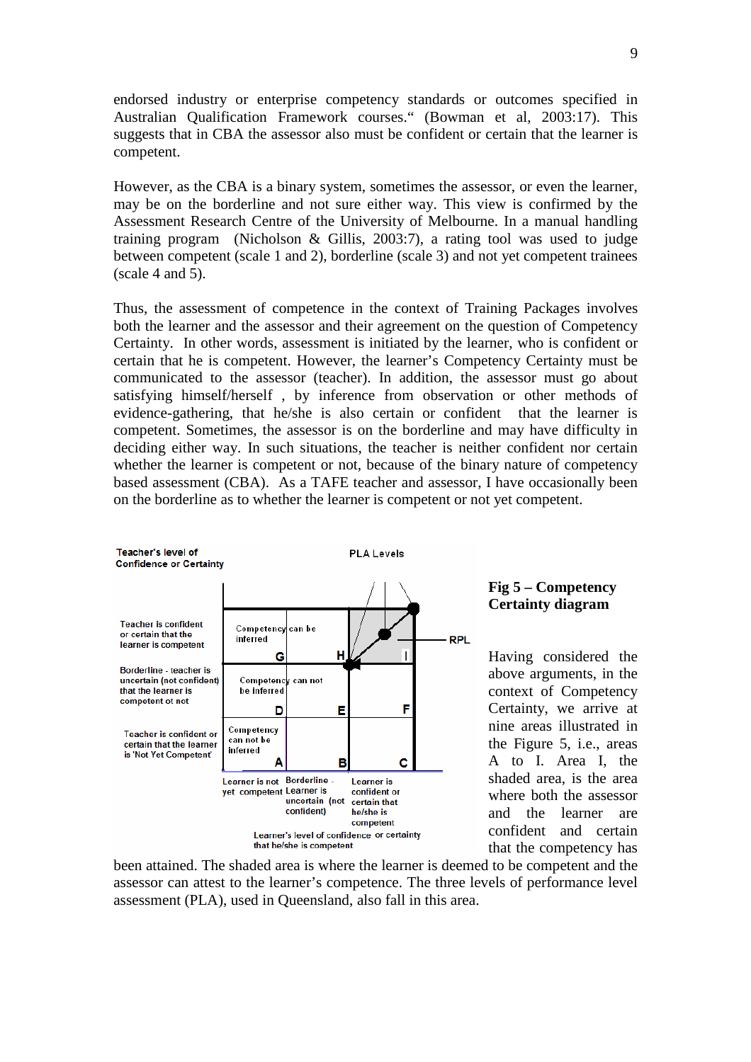endorsed industry or enterprise competency standards or outcomes specified in Australian Qualification Framework courses." (Bowman et al, 2003:17). This suggests that in CBA the assessor also must be confident or certain that the learner is competent.

However, as the CBA is a binary system, sometimes the assessor, or even the learner, may be on the borderline and not sure either way. This view is confirmed by the Assessment Research Centre of the University of Melbourne. In a manual handling training program (Nicholson & Gillis, 2003:7), a rating tool was used to judge between competent (scale 1 and 2), borderline (scale 3) and not yet competent trainees (scale 4 and 5).

Thus, the assessment of competence in the context of Training Packages involves both the learner and the assessor and their agreement on the question of Competency Certainty. In other words, assessment is initiated by the learner, who is confident or certain that he is competent. However, the learner's Competency Certainty must be communicated to the assessor (teacher). In addition, the assessor must go about satisfying himself/herself , by inference from observation or other methods of evidence-gathering, that he/she is also certain or confident that the learner is competent. Sometimes, the assessor is on the borderline and may have difficulty in deciding either way. In such situations, the teacher is neither confident nor certain whether the learner is competent or not, because of the binary nature of competency based assessment (CBA). As a TAFE teacher and assessor, I have occasionally been on the borderline as to whether the learner is competent or not yet competent.

**Fig 5 – Competency Certainty diagram**

Having considered the above arguments, in the context of Competency Certainty, we arrive at nine areas illustrated in the Figure 5, i.e., areas A to I. Area I, the shaded area, is the area where both the assessor and the learner are confident and certain that the competency has been attained. The shaded area is where the learner is deemed to be competent and the assessor can attest to the learner's competence. The three levels of performance level assessment (PLA), used in Queensland, also fall in this area.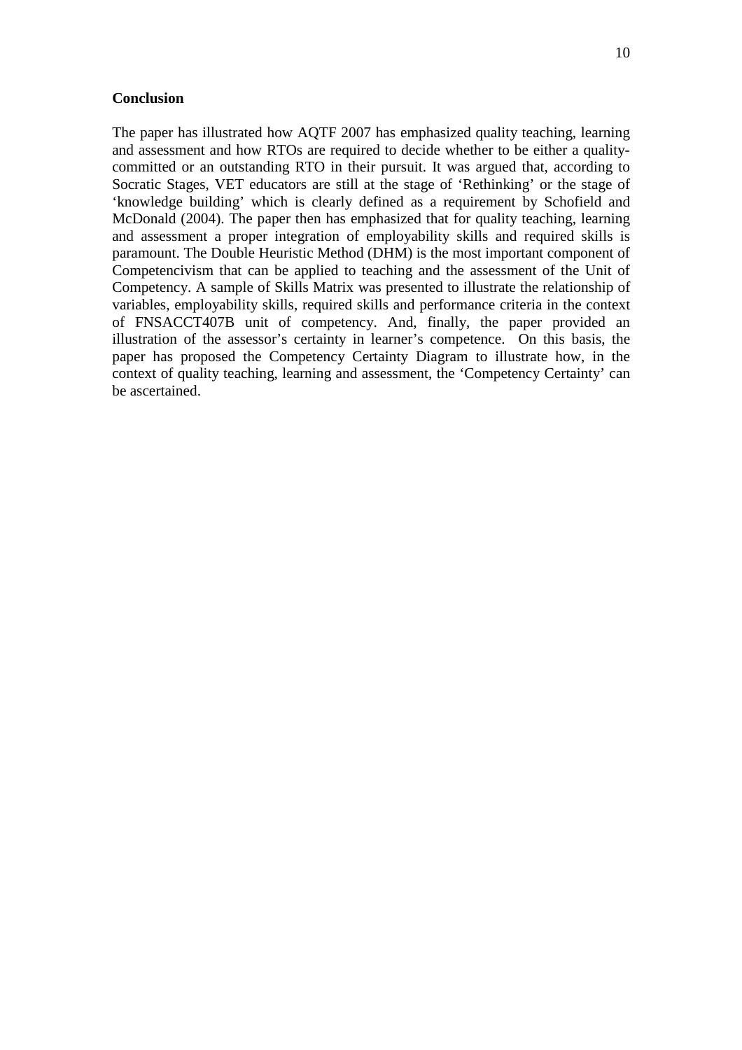**Conclusion**

The paper has illustrated how AQTF 2007 has emphasized quality teaching, learning and assessment and how RTOs are required to decide whether to be either a quality-committed or an outstanding RTO in their pursuit. It was argued that, according to Socratic Stages, VET educators are still at the stage of 'Rethinking' or the stage of 'knowledge building' which is clearly defined as a requirement by Schofield and McDonald (2004). The paper then has emphasized that for quality teaching, learning and assessment a proper integration of employability skills and required skills is paramount. The Double Heuristic Method (DHM) is the most important component of Competencivism that can be applied to teaching and the assessment of the Unit of Competency. A sample of Skills Matrix was presented to illustrate the relationship of variables, employability skills, required skills and performance criteria in the context of FNSACCT407B unit of competency. And, finally, the paper provided an illustration of the assessor's certainty in learner's competence. On this basis, the paper has proposed the Competency Certainty Diagram to illustrate how, in the context of quality teaching, learning and assessment, the 'Competency Certainty' can be ascertained.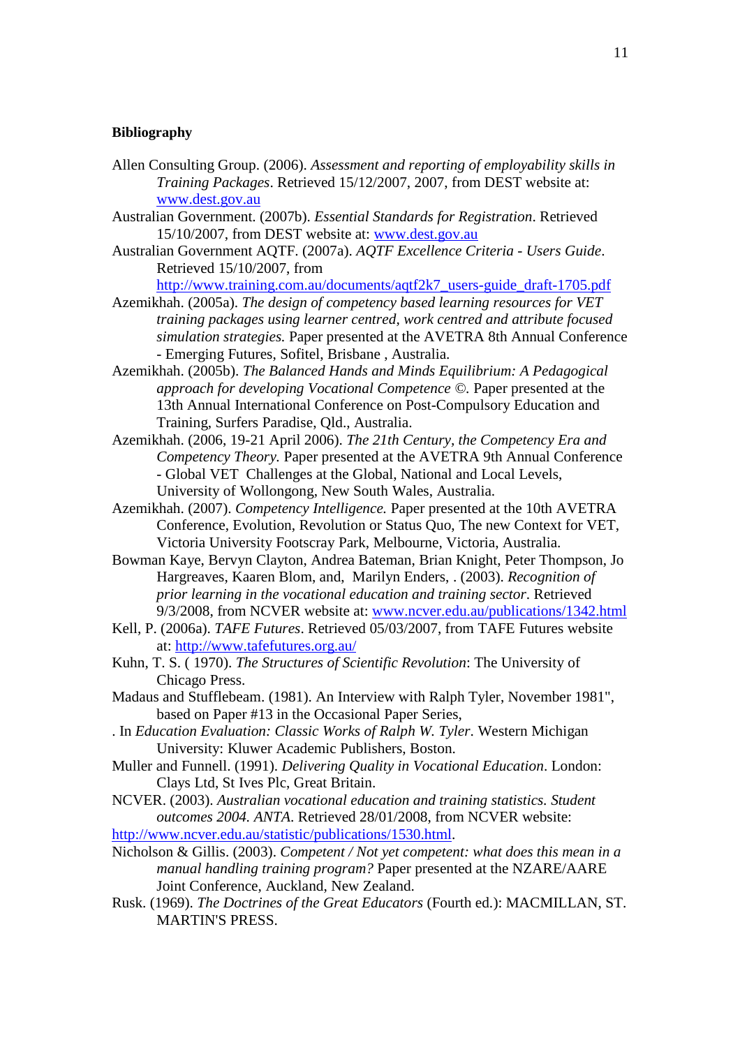**Bibliography**

Allen Consulting Group. (2006). *Assessment and reporting of employability skills in Training Packages*. Retrieved 15/12/2007, 2007, from DEST website at: www.dest.gov.au

Australian Government. (2007b). *Essential Standards for Registration*. Retrieved 15/10/2007, from DEST website at: www.dest.gov.au

Australian Government AQTF. (2007a). *AQTF Excellence Criteria - Users Guide*. Retrieved 15/10/2007, from http://www.training.com.au/documents/aqtf2k7_users-guide_draft-1705.pdf

Azemikhah. (2005a). *The design of competency based learning resources for VET training packages using learner centred, work centred and attribute focused simulation strategies.* Paper presented at the AVETRA 8th Annual Conference - Emerging Futures, Sofitel, Brisbane , Australia.

Azemikhah. (2005b). *The Balanced Hands and Minds Equilibrium: A Pedagogical approach for developing Vocational Competence ©.* Paper presented at the 13th Annual International Conference on Post-Compulsory Education and Training, Surfers Paradise, Qld., Australia.

Azemikhah. (2006, 19-21 April 2006). *The 21th Century, the Competency Era and Competency Theory.* Paper presented at the AVETRA 9th Annual Conference - Global VET Challenges at the Global, National and Local Levels, University of Wollongong, New South Wales, Australia.

Azemikhah. (2007). *Competency Intelligence.* Paper presented at the 10th AVETRA Conference, Evolution, Revolution or Status Quo, The new Context for VET, Victoria University Footscray Park, Melbourne, Victoria, Australia.

Bowman Kaye, Bervyn Clayton, Andrea Bateman, Brian Knight, Peter Thompson, Jo Hargreaves, Kaaren Blom, and, Marilyn Enders, . (2003). *Recognition of prior learning in the vocational education and training sector*. Retrieved 9/3/2008, from NCVER website at: www.ncver.edu.au/publications/1342.html

Kell, P. (2006a). *TAFE Futures*. Retrieved 05/03/2007, from TAFE Futures website at: http://www.tafefutures.org.au/

Kuhn, T. S. ( 1970). *The Structures of Scientific Revolution*: The University of Chicago Press.

Madaus and Stufflebeam. (1981). An Interview with Ralph Tyler, November 1981", based on Paper #13 in the Occasional Paper Series,
. In *Education Evaluation: Classic Works of Ralph W. Tyler*. Western Michigan University: Kluwer Academic Publishers, Boston.

Muller and Funnell. (1991). *Delivering Quality in Vocational Education*. London: Clays Ltd, St Ives Plc, Great Britain.

NCVER. (2003). *Australian vocational education and training statistics. Student outcomes 2004. ANTA*. Retrieved 28/01/2008, from NCVER website: http://www.ncver.edu.au/statistic/publications/1530.html.

Nicholson & Gillis. (2003). *Competent / Not yet competent: what does this mean in a manual handling training program?* Paper presented at the NZARE/AARE Joint Conference, Auckland, New Zealand.

Rusk. (1969). *The Doctrines of the Great Educators* (Fourth ed.): MACMILLAN, ST. MARTIN'S PRESS.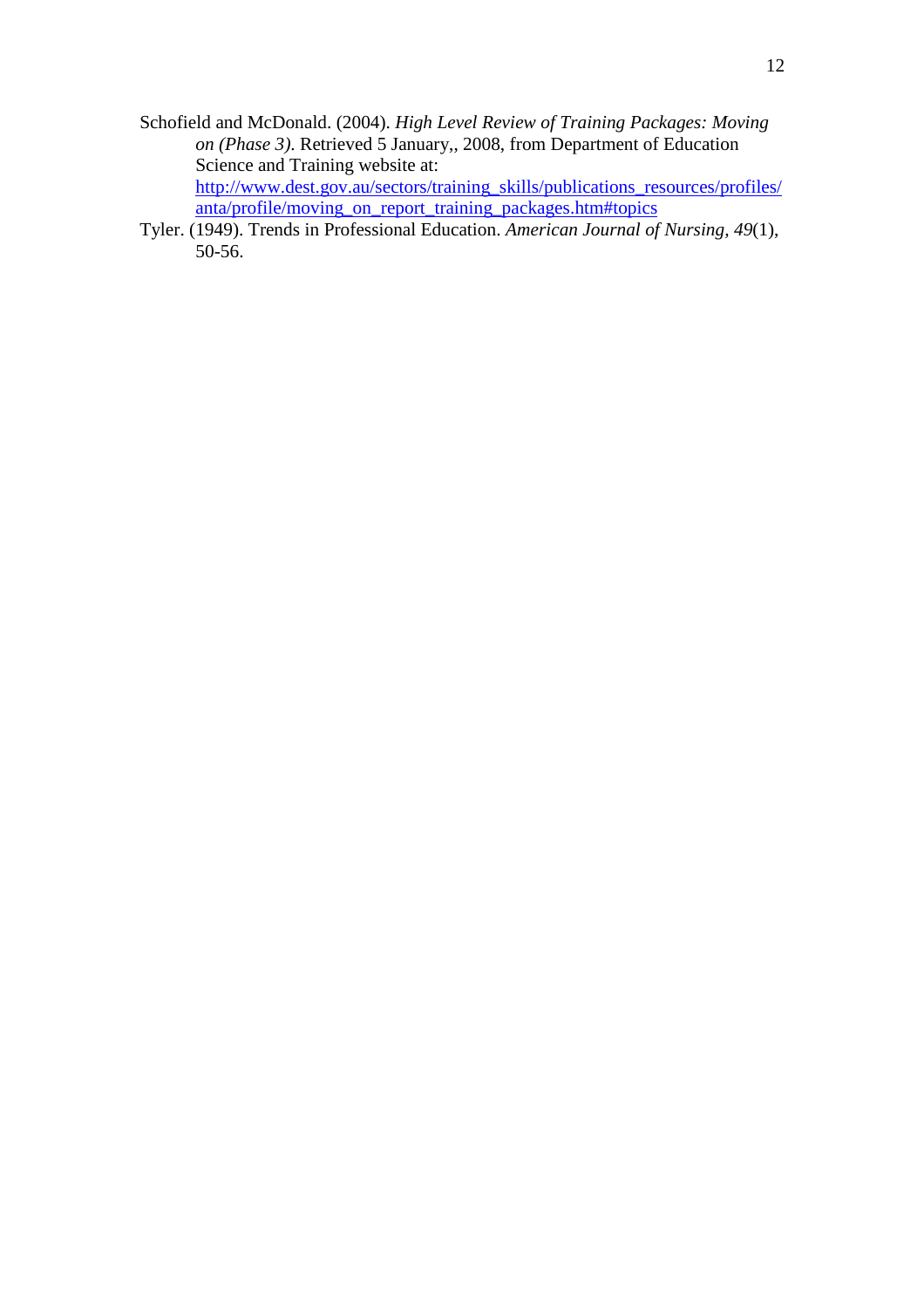Schofield and McDonald. (2004). *High Level Review of Training Packages: Moving on (Phase 3)*. Retrieved 5 January,, 2008, from Department of Education Science and Training website at: http://www.dest.gov.au/sectors/training_skills/publications_resources/profiles/anta/profile/moving_on_report_training_packages.htm#topics

Tyler. (1949). Trends in Professional Education. *American Journal of Nursing, 49*(1), 50-56.